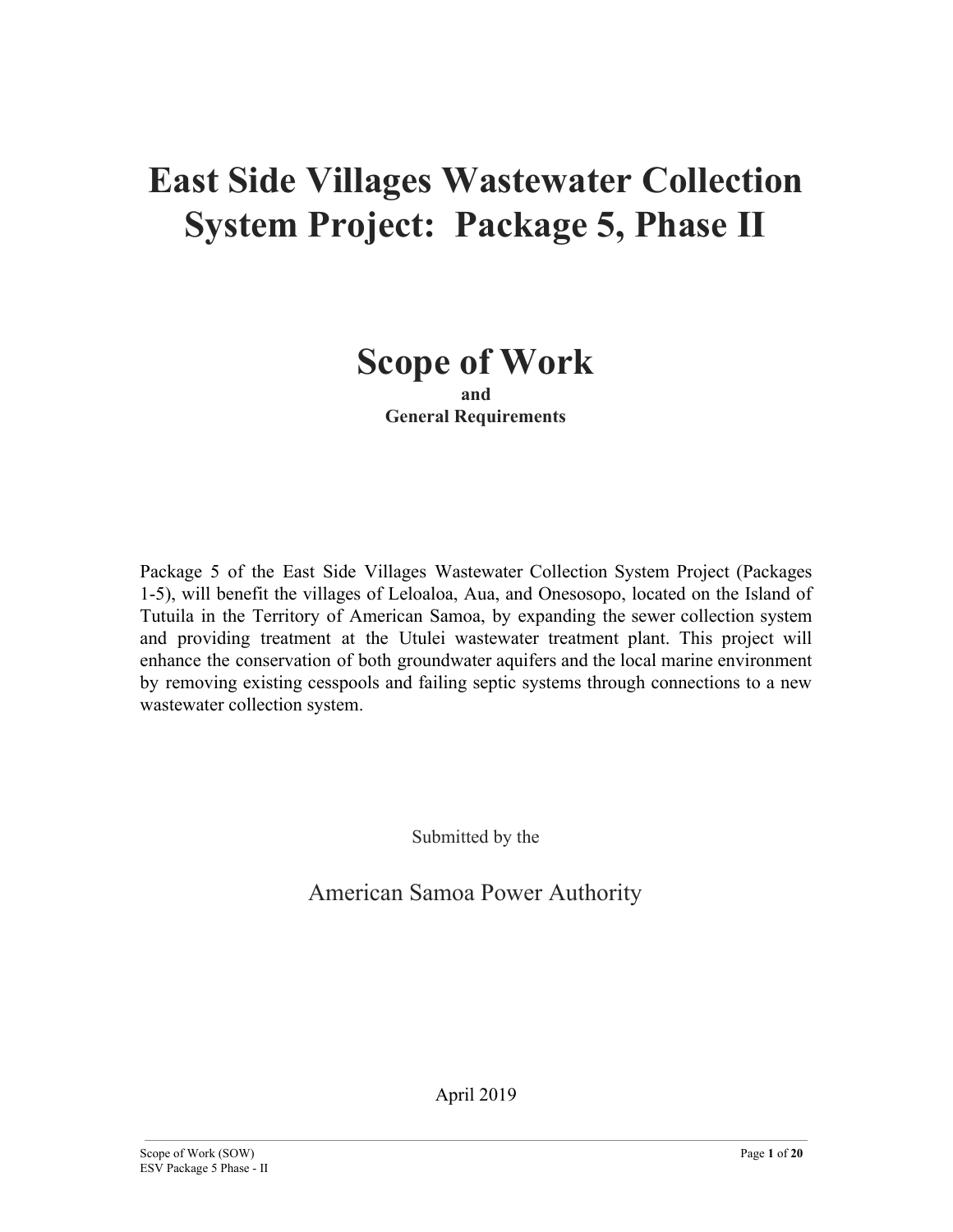# East Side Villages Wastewater Collection System Project: Package 5, Phase II

# Scope of Work

**and**

**General Requirements**

Package 5 of the East Side Villages Wastewater Collection System Project (Packages 1-5), will benefit the villages of Leloaloa, Aua, and Onesosopo, located on the Island of Tutuila in the Territory of American Samoa, by expanding the sewer collection system and providing treatment at the Utulei wastewater treatment plant. This project will enhance the conservation of both groundwater aquifers and the local marine environment by removing existing cesspools and failing septic systems through connections to a new wastewater collection system.

Submitted by the

American Samoa Power Authority

April 2019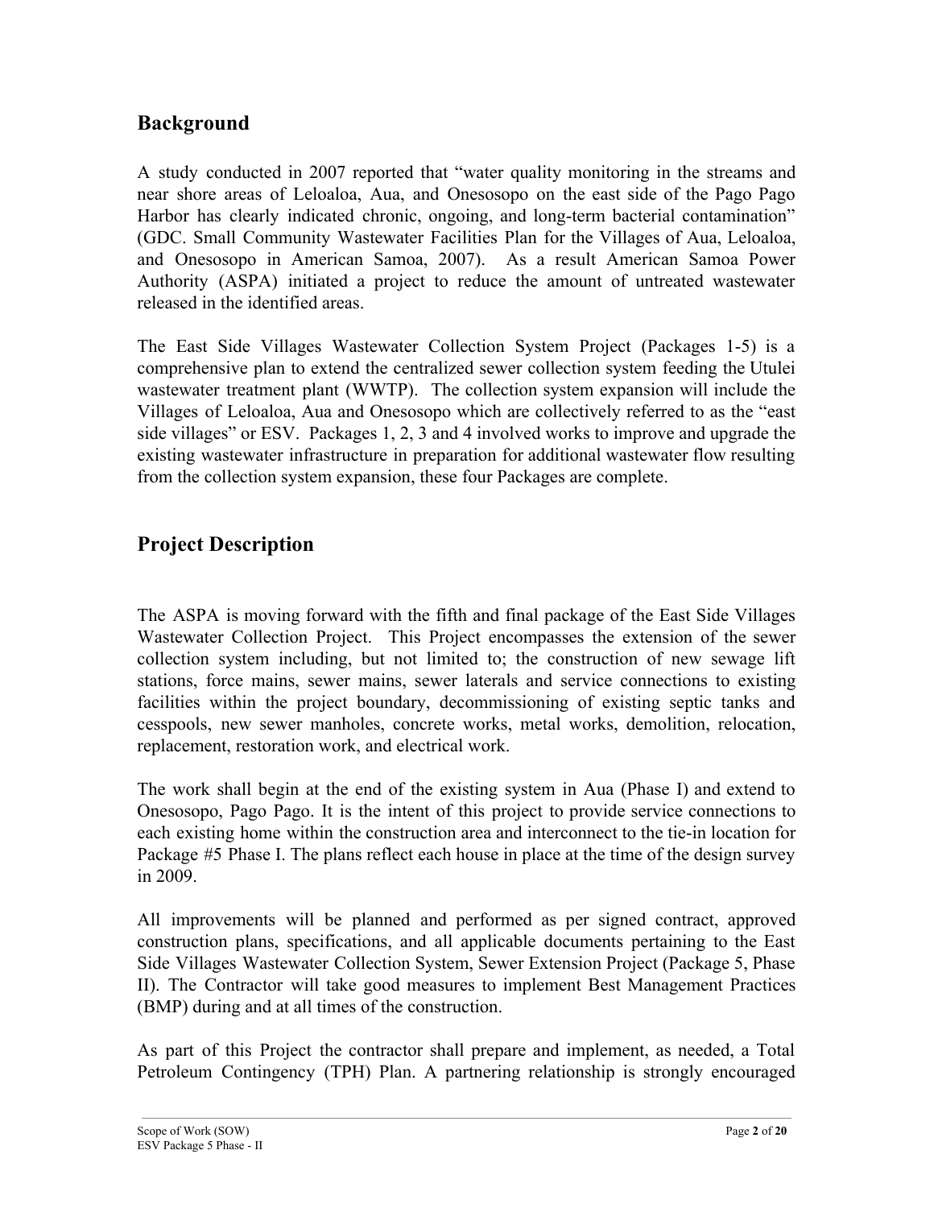## Background

A study conducted in 2007 reported that "water quality monitoring in the streams and near shore areas of Leloaloa, Aua, and Onesosopo on the east side of the Pago Pago Harbor has clearly indicated chronic, ongoing, and long-term bacterial contamination" (GDC. Small Community Wastewater Facilities Plan for the Villages of Aua, Leloaloa, and Onesosopo in American Samoa, 2007). As a result American Samoa Power Authority (ASPA) initiated a project to reduce the amount of untreated wastewater released in the identified areas.

The East Side Villages Wastewater Collection System Project (Packages 1-5) is a comprehensive plan to extend the centralized sewer collection system feeding the Utulei wastewater treatment plant (WWTP). The collection system expansion will include the Villages of Leloaloa, Aua and Onesosopo which are collectively referred to as the "east side villages" or ESV. Packages 1, 2, 3 and 4 involved works to improve and upgrade the existing wastewater infrastructure in preparation for additional wastewater flow resulting from the collection system expansion, these four Packages are complete.

## Project Description

The ASPA is moving forward with the fifth and final package of the East Side Villages Wastewater Collection Project. This Project encompasses the extension of the sewer collection system including, but not limited to; the construction of new sewage lift stations, force mains, sewer mains, sewer laterals and service connections to existing facilities within the project boundary, decommissioning of existing septic tanks and cesspools, new sewer manholes, concrete works, metal works, demolition, relocation, replacement, restoration work, and electrical work.

The work shall begin at the end of the existing system in Aua (Phase I) and extend to Onesosopo, Pago Pago. It is the intent of this project to provide service connections to each existing home within the construction area and interconnect to the tie-in location for Package #5 Phase I. The plans reflect each house in place at the time of the design survey in 2009.

All improvements will be planned and performed as per signed contract, approved construction plans, specifications, and all applicable documents pertaining to the East Side Villages Wastewater Collection System, Sewer Extension Project (Package 5, Phase II). The Contractor will take good measures to implement Best Management Practices (BMP) during and at all times of the construction.

As part of this Project the contractor shall prepare and implement, as needed, a Total Petroleum Contingency (TPH) Plan. A partnering relationship is strongly encouraged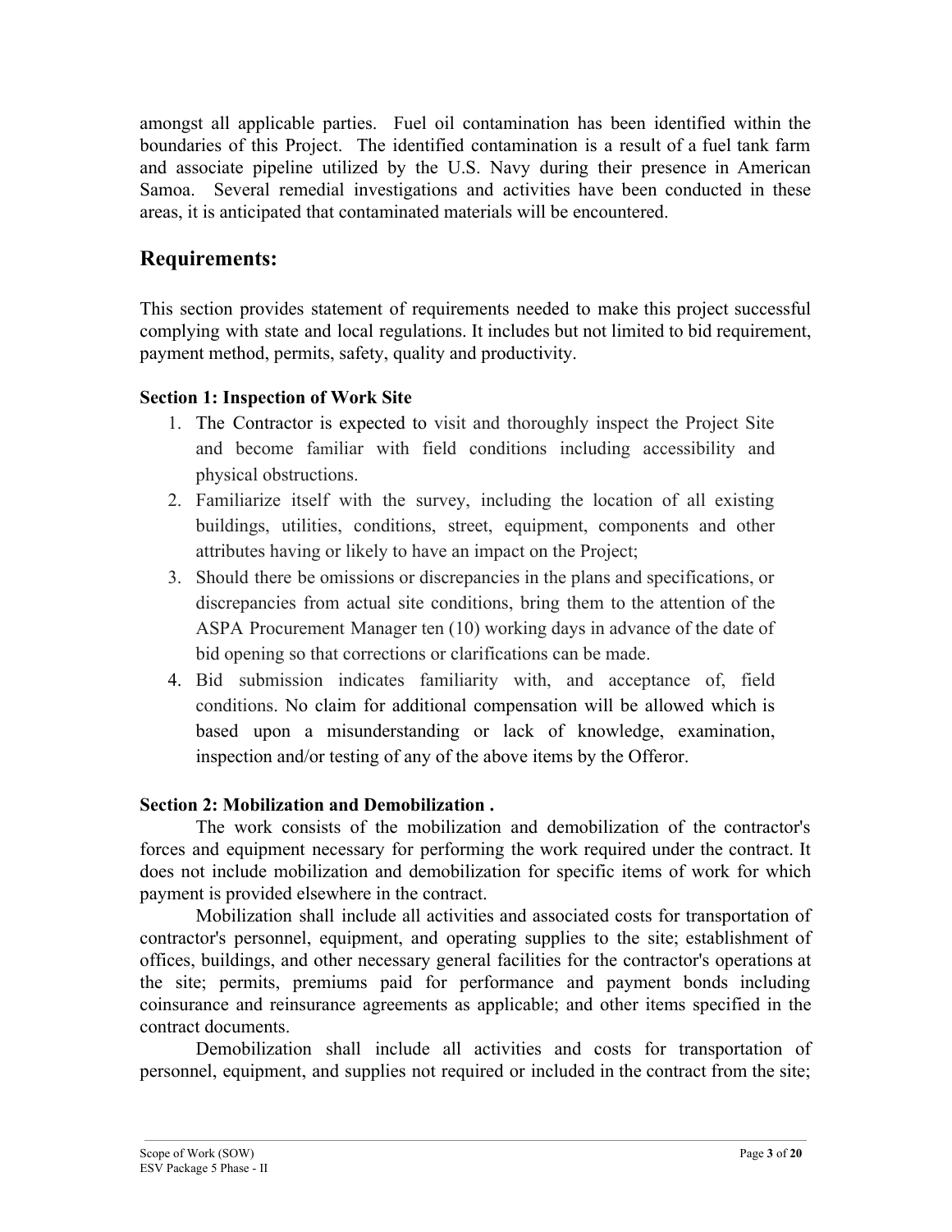amongst all applicable parties. Fuel oil contamination has been identified within the boundaries of this Project. The identified contamination is a result of a fuel tank farm and associate pipeline utilized by the U.S. Navy during their presence in American Samoa. Several remedial investigations and activities have been conducted in these areas, it is anticipated that contaminated materials will be encountered.

## Requirements:

This section provides statement of requirements needed to make this project successful complying with state and local regulations. It includes but not limited to bid requirement, payment method, permits, safety, quality and productivity.

**Section 1: Inspection of Work Site**

1. The Contractor is expected to visit and thoroughly inspect the Project Site and become familiar with field conditions including accessibility and physical obstructions.
2. Familiarize itself with the survey, including the location of all existing buildings, utilities, conditions, street, equipment, components and other attributes having or likely to have an impact on the Project;
3. Should there be omissions or discrepancies in the plans and specifications, or discrepancies from actual site conditions, bring them to the attention of the ASPA Procurement Manager ten (10) working days in advance of the date of bid opening so that corrections or clarifications can be made.
4. Bid submission indicates familiarity with, and acceptance of, field conditions. No claim for additional compensation will be allowed which is based upon a misunderstanding or lack of knowledge, examination, inspection and/or testing of any of the above items by the Offeror.

**Section 2: Mobilization and Demobilization .**

The work consists of the mobilization and demobilization of the contractor's forces and equipment necessary for performing the work required under the contract. It does not include mobilization and demobilization for specific items of work for which payment is provided elsewhere in the contract.

Mobilization shall include all activities and associated costs for transportation of contractor's personnel, equipment, and operating supplies to the site; establishment of offices, buildings, and other necessary general facilities for the contractor's operations at the site; permits, premiums paid for performance and payment bonds including coinsurance and reinsurance agreements as applicable; and other items specified in the contract documents.

Demobilization shall include all activities and costs for transportation of personnel, equipment, and supplies not required or included in the contract from the site;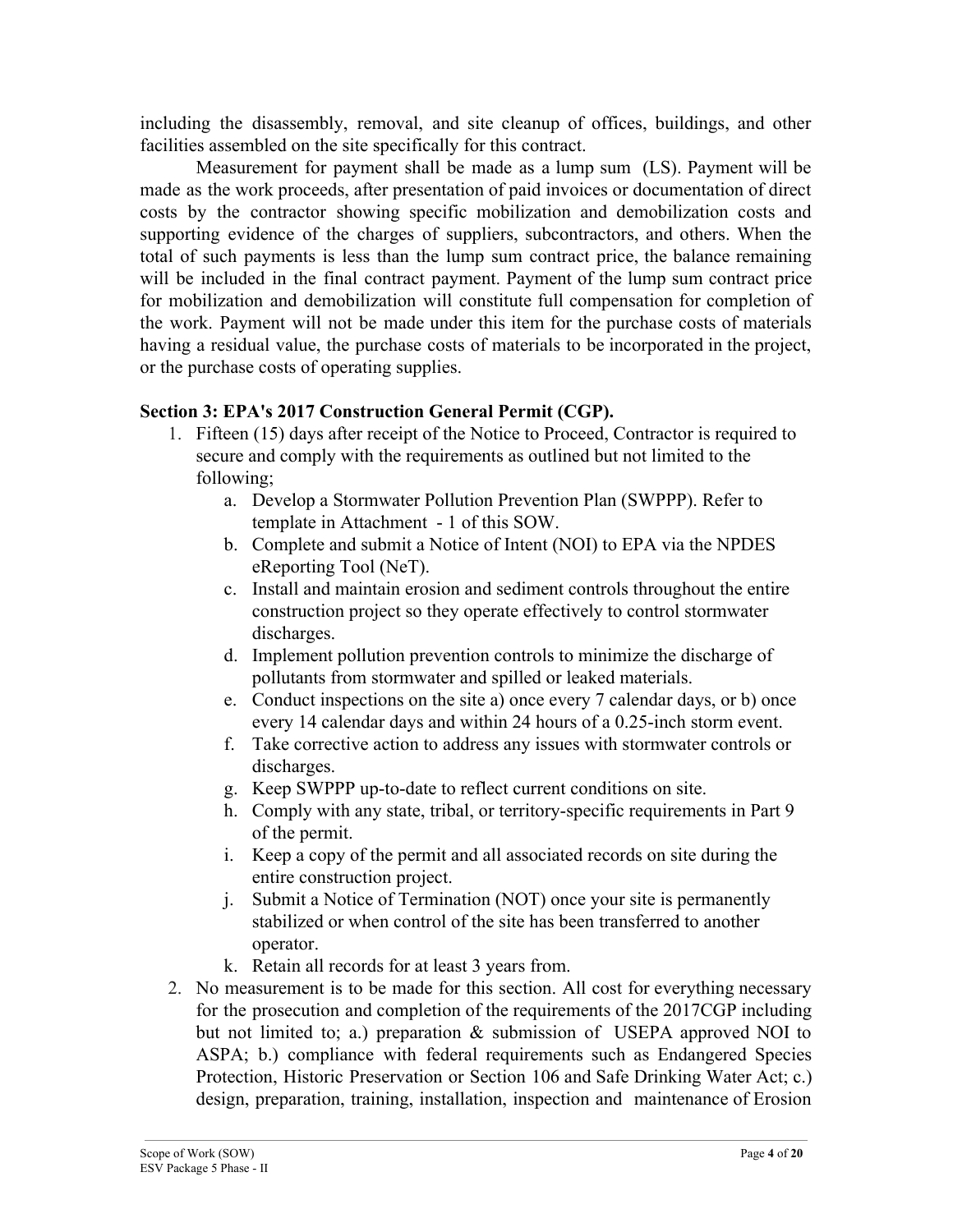including the disassembly, removal, and site cleanup of offices, buildings, and other facilities assembled on the site specifically for this contract.

Measurement for payment shall be made as a lump sum (LS). Payment will be made as the work proceeds, after presentation of paid invoices or documentation of direct costs by the contractor showing specific mobilization and demobilization costs and supporting evidence of the charges of suppliers, subcontractors, and others. When the total of such payments is less than the lump sum contract price, the balance remaining will be included in the final contract payment. Payment of the lump sum contract price for mobilization and demobilization will constitute full compensation for completion of the work. Payment will not be made under this item for the purchase costs of materials having a residual value, the purchase costs of materials to be incorporated in the project, or the purchase costs of operating supplies.

**Section 3: EPA's 2017 Construction General Permit (CGP).**

1. Fifteen (15) days after receipt of the Notice to Proceed, Contractor is required to secure and comply with the requirements as outlined but not limited to the following;
   a. Develop a Stormwater Pollution Prevention Plan (SWPPP). Refer to template in Attachment - 1 of this SOW.
   b. Complete and submit a Notice of Intent (NOI) to EPA via the NPDES eReporting Tool (NeT).
   c. Install and maintain erosion and sediment controls throughout the entire construction project so they operate effectively to control stormwater discharges.
   d. Implement pollution prevention controls to minimize the discharge of pollutants from stormwater and spilled or leaked materials.
   e. Conduct inspections on the site a) once every 7 calendar days, or b) once every 14 calendar days and within 24 hours of a 0.25-inch storm event.
   f. Take corrective action to address any issues with stormwater controls or discharges.
   g. Keep SWPPP up-to-date to reflect current conditions on site.
   h. Comply with any state, tribal, or territory-specific requirements in Part 9 of the permit.
   i. Keep a copy of the permit and all associated records on site during the entire construction project.
   j. Submit a Notice of Termination (NOT) once your site is permanently stabilized or when control of the site has been transferred to another operator.
   k. Retain all records for at least 3 years from.
2. No measurement is to be made for this section. All cost for everything necessary for the prosecution and completion of the requirements of the 2017CGP including but not limited to; a.) preparation & submission of USEPA approved NOI to ASPA; b.) compliance with federal requirements such as Endangered Species Protection, Historic Preservation or Section 106 and Safe Drinking Water Act; c.) design, preparation, training, installation, inspection and maintenance of Erosion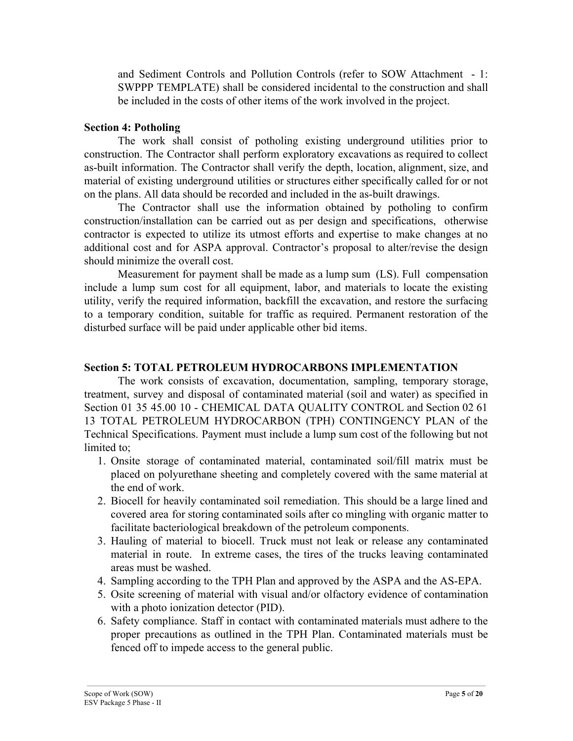and Sediment Controls and Pollution Controls (refer to SOW Attachment - 1: SWPPP TEMPLATE) shall be considered incidental to the construction and shall be included in the costs of other items of the work involved in the project.

**Section 4: Potholing**

The work shall consist of potholing existing underground utilities prior to construction. The Contractor shall perform exploratory excavations as required to collect as-built information. The Contractor shall verify the depth, location, alignment, size, and material of existing underground utilities or structures either specifically called for or not on the plans. All data should be recorded and included in the as-built drawings.

The Contractor shall use the information obtained by potholing to confirm construction/installation can be carried out as per design and specifications, otherwise contractor is expected to utilize its utmost efforts and expertise to make changes at no additional cost and for ASPA approval. Contractor's proposal to alter/revise the design should minimize the overall cost.

Measurement for payment shall be made as a lump sum (LS). Full compensation include a lump sum cost for all equipment, labor, and materials to locate the existing utility, verify the required information, backfill the excavation, and restore the surfacing to a temporary condition, suitable for traffic as required. Permanent restoration of the disturbed surface will be paid under applicable other bid items.

**Section 5: TOTAL PETROLEUM HYDROCARBONS IMPLEMENTATION**

The work consists of excavation, documentation, sampling, temporary storage, treatment, survey and disposal of contaminated material (soil and water) as specified in Section 01 35 45.00 10 - CHEMICAL DATA QUALITY CONTROL and Section 02 61 13 TOTAL PETROLEUM HYDROCARBON (TPH) CONTINGENCY PLAN of the Technical Specifications. Payment must include a lump sum cost of the following but not limited to;

1. Onsite storage of contaminated material, contaminated soil/fill matrix must be placed on polyurethane sheeting and completely covered with the same material at the end of work.
2. Biocell for heavily contaminated soil remediation. This should be a large lined and covered area for storing contaminated soils after co mingling with organic matter to facilitate bacteriological breakdown of the petroleum components.
3. Hauling of material to biocell. Truck must not leak or release any contaminated material in route. In extreme cases, the tires of the trucks leaving contaminated areas must be washed.
4. Sampling according to the TPH Plan and approved by the ASPA and the AS-EPA.
5. Osite screening of material with visual and/or olfactory evidence of contamination with a photo ionization detector (PID).
6. Safety compliance. Staff in contact with contaminated materials must adhere to the proper precautions as outlined in the TPH Plan. Contaminated materials must be fenced off to impede access to the general public.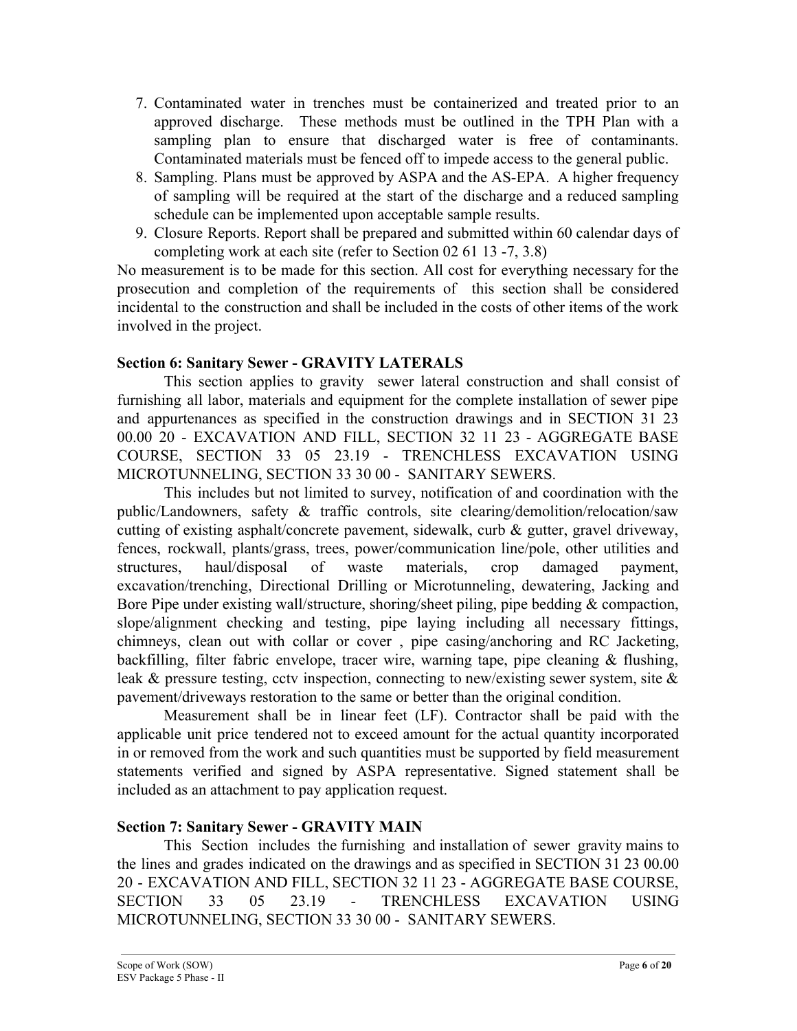7. Contaminated water in trenches must be containerized and treated prior to an approved discharge. These methods must be outlined in the TPH Plan with a sampling plan to ensure that discharged water is free of contaminants. Contaminated materials must be fenced off to impede access to the general public.
8. Sampling. Plans must be approved by ASPA and the AS-EPA. A higher frequency of sampling will be required at the start of the discharge and a reduced sampling schedule can be implemented upon acceptable sample results.
9. Closure Reports. Report shall be prepared and submitted within 60 calendar days of completing work at each site (refer to Section 02 61 13 -7, 3.8)

No measurement is to be made for this section. All cost for everything necessary for the prosecution and completion of the requirements of this section shall be considered incidental to the construction and shall be included in the costs of other items of the work involved in the project.

**Section 6: Sanitary Sewer - GRAVITY LATERALS**

This section applies to gravity sewer lateral construction and shall consist of furnishing all labor, materials and equipment for the complete installation of sewer pipe and appurtenances as specified in the construction drawings and in SECTION 31 23 00.00 20 - EXCAVATION AND FILL, SECTION 32 11 23 - AGGREGATE BASE COURSE, SECTION 33 05 23.19 - TRENCHLESS EXCAVATION USING MICROTUNNELING, SECTION 33 30 00 - SANITARY SEWERS.

This includes but not limited to survey, notification of and coordination with the public/Landowners, safety & traffic controls, site clearing/demolition/relocation/saw cutting of existing asphalt/concrete pavement, sidewalk, curb & gutter, gravel driveway, fences, rockwall, plants/grass, trees, power/communication line/pole, other utilities and structures, haul/disposal of waste materials, crop damaged payment, excavation/trenching, Directional Drilling or Microtunneling, dewatering, Jacking and Bore Pipe under existing wall/structure, shoring/sheet piling, pipe bedding & compaction, slope/alignment checking and testing, pipe laying including all necessary fittings, chimneys, clean out with collar or cover , pipe casing/anchoring and RC Jacketing, backfilling, filter fabric envelope, tracer wire, warning tape, pipe cleaning & flushing, leak & pressure testing, cctv inspection, connecting to new/existing sewer system, site & pavement/driveways restoration to the same or better than the original condition.

Measurement shall be in linear feet (LF). Contractor shall be paid with the applicable unit price tendered not to exceed amount for the actual quantity incorporated in or removed from the work and such quantities must be supported by field measurement statements verified and signed by ASPA representative. Signed statement shall be included as an attachment to pay application request.

**Section 7: Sanitary Sewer - GRAVITY MAIN**

This Section includes the furnishing and installation of sewer gravity mains to the lines and grades indicated on the drawings and as specified in SECTION 31 23 00.00 20 - EXCAVATION AND FILL, SECTION 32 11 23 - AGGREGATE BASE COURSE, SECTION 33 05 23.19 - TRENCHLESS EXCAVATION USING MICROTUNNELING, SECTION 33 30 00 - SANITARY SEWERS.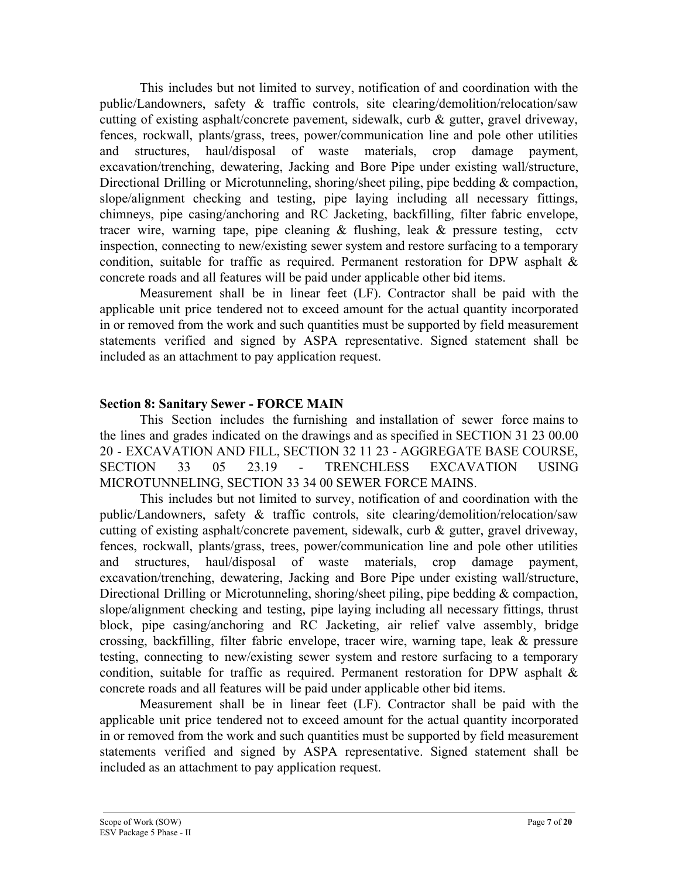This includes but not limited to survey, notification of and coordination with the public/Landowners, safety & traffic controls, site clearing/demolition/relocation/saw cutting of existing asphalt/concrete pavement, sidewalk, curb & gutter, gravel driveway, fences, rockwall, plants/grass, trees, power/communication line and pole other utilities and structures, haul/disposal of waste materials, crop damage payment, excavation/trenching, dewatering, Jacking and Bore Pipe under existing wall/structure, Directional Drilling or Microtunneling, shoring/sheet piling, pipe bedding & compaction, slope/alignment checking and testing, pipe laying including all necessary fittings, chimneys, pipe casing/anchoring and RC Jacketing, backfilling, filter fabric envelope, tracer wire, warning tape, pipe cleaning & flushing, leak & pressure testing, cctv inspection, connecting to new/existing sewer system and restore surfacing to a temporary condition, suitable for traffic as required. Permanent restoration for DPW asphalt & concrete roads and all features will be paid under applicable other bid items.

Measurement shall be in linear feet (LF). Contractor shall be paid with the applicable unit price tendered not to exceed amount for the actual quantity incorporated in or removed from the work and such quantities must be supported by field measurement statements verified and signed by ASPA representative. Signed statement shall be included as an attachment to pay application request.

**Section 8: Sanitary Sewer - FORCE MAIN**

This Section includes the furnishing and installation of sewer force mains to the lines and grades indicated on the drawings and as specified in SECTION 31 23 00.00 20 - EXCAVATION AND FILL, SECTION 32 11 23 - AGGREGATE BASE COURSE, SECTION 33 05 23.19 - TRENCHLESS EXCAVATION USING MICROTUNNELING, SECTION 33 34 00 SEWER FORCE MAINS.

This includes but not limited to survey, notification of and coordination with the public/Landowners, safety & traffic controls, site clearing/demolition/relocation/saw cutting of existing asphalt/concrete pavement, sidewalk, curb & gutter, gravel driveway, fences, rockwall, plants/grass, trees, power/communication line and pole other utilities and structures, haul/disposal of waste materials, crop damage payment, excavation/trenching, dewatering, Jacking and Bore Pipe under existing wall/structure, Directional Drilling or Microtunneling, shoring/sheet piling, pipe bedding & compaction, slope/alignment checking and testing, pipe laying including all necessary fittings, thrust block, pipe casing/anchoring and RC Jacketing, air relief valve assembly, bridge crossing, backfilling, filter fabric envelope, tracer wire, warning tape, leak & pressure testing, connecting to new/existing sewer system and restore surfacing to a temporary condition, suitable for traffic as required. Permanent restoration for DPW asphalt & concrete roads and all features will be paid under applicable other bid items.

Measurement shall be in linear feet (LF). Contractor shall be paid with the applicable unit price tendered not to exceed amount for the actual quantity incorporated in or removed from the work and such quantities must be supported by field measurement statements verified and signed by ASPA representative. Signed statement shall be included as an attachment to pay application request.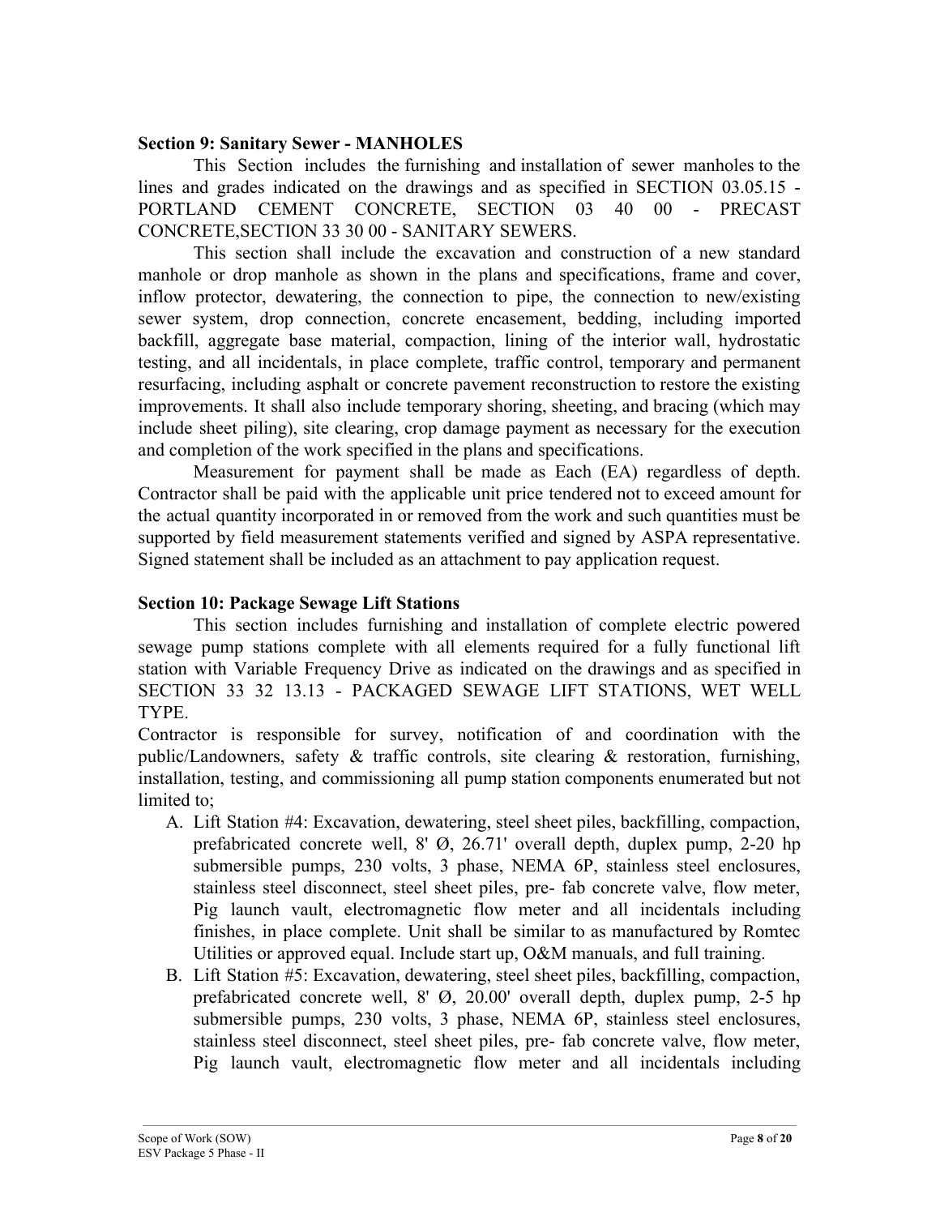**Section 9: Sanitary Sewer - MANHOLES**

This Section includes the furnishing and installation of sewer manholes to the lines and grades indicated on the drawings and as specified in SECTION 03.05.15 - PORTLAND CEMENT CONCRETE, SECTION 03 40 00 - PRECAST CONCRETE,SECTION 33 30 00 - SANITARY SEWERS.

This section shall include the excavation and construction of a new standard manhole or drop manhole as shown in the plans and specifications, frame and cover, inflow protector, dewatering, the connection to pipe, the connection to new/existing sewer system, drop connection, concrete encasement, bedding, including imported backfill, aggregate base material, compaction, lining of the interior wall, hydrostatic testing, and all incidentals, in place complete, traffic control, temporary and permanent resurfacing, including asphalt or concrete pavement reconstruction to restore the existing improvements. It shall also include temporary shoring, sheeting, and bracing (which may include sheet piling), site clearing, crop damage payment as necessary for the execution and completion of the work specified in the plans and specifications.

Measurement for payment shall be made as Each (EA) regardless of depth. Contractor shall be paid with the applicable unit price tendered not to exceed amount for the actual quantity incorporated in or removed from the work and such quantities must be supported by field measurement statements verified and signed by ASPA representative. Signed statement shall be included as an attachment to pay application request.

**Section 10: Package Sewage Lift Stations**

This section includes furnishing and installation of complete electric powered sewage pump stations complete with all elements required for a fully functional lift station with Variable Frequency Drive as indicated on the drawings and as specified in SECTION 33 32 13.13 - PACKAGED SEWAGE LIFT STATIONS, WET WELL TYPE.

Contractor is responsible for survey, notification of and coordination with the public/Landowners, safety & traffic controls, site clearing & restoration, furnishing, installation, testing, and commissioning all pump station components enumerated but not limited to;

A. Lift Station #4: Excavation, dewatering, steel sheet piles, backfilling, compaction, prefabricated concrete well, 8' Ø, 26.71' overall depth, duplex pump, 2-20 hp submersible pumps, 230 volts, 3 phase, NEMA 6P, stainless steel enclosures, stainless steel disconnect, steel sheet piles, pre- fab concrete valve, flow meter, Pig launch vault, electromagnetic flow meter and all incidentals including finishes, in place complete. Unit shall be similar to as manufactured by Romtec Utilities or approved equal. Include start up, O&M manuals, and full training.

B. Lift Station #5: Excavation, dewatering, steel sheet piles, backfilling, compaction, prefabricated concrete well, 8' Ø, 20.00' overall depth, duplex pump, 2-5 hp submersible pumps, 230 volts, 3 phase, NEMA 6P, stainless steel enclosures, stainless steel disconnect, steel sheet piles, pre- fab concrete valve, flow meter, Pig launch vault, electromagnetic flow meter and all incidentals including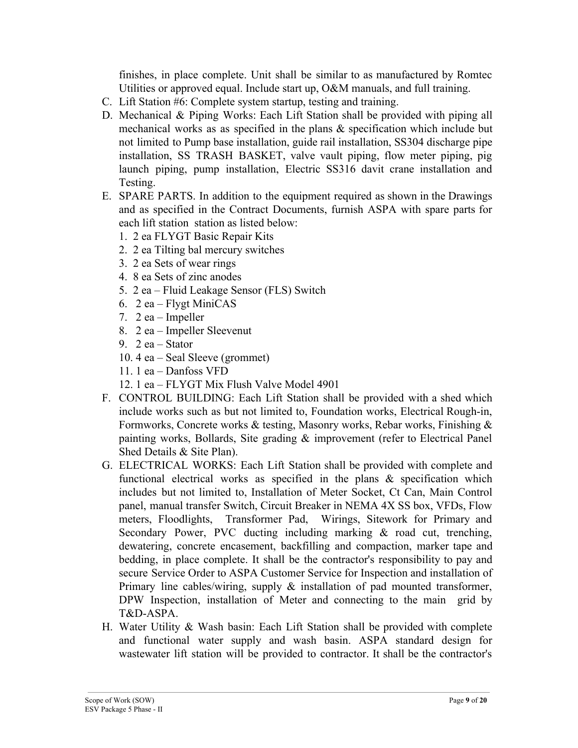finishes, in place complete. Unit shall be similar to as manufactured by Romtec Utilities or approved equal. Include start up, O&M manuals, and full training.

C. Lift Station #6: Complete system startup, testing and training.

D. Mechanical & Piping Works: Each Lift Station shall be provided with piping all mechanical works as as specified in the plans & specification which include but not limited to Pump base installation, guide rail installation, SS304 discharge pipe installation, SS TRASH BASKET, valve vault piping, flow meter piping, pig launch piping, pump installation, Electric SS316 davit crane installation and Testing.

E. SPARE PARTS. In addition to the equipment required as shown in the Drawings and as specified in the Contract Documents, furnish ASPA with spare parts for each lift station station as listed below:
   1. 2 ea FLYGT Basic Repair Kits
   2. 2 ea Tilting bal mercury switches
   3. 2 ea Sets of wear rings
   4. 8 ea Sets of zinc anodes
   5. 2 ea – Fluid Leakage Sensor (FLS) Switch
   6. 2 ea – Flygt MiniCAS
   7. 2 ea – Impeller
   8. 2 ea – Impeller Sleevenut
   9. 2 ea – Stator
   10. 4 ea – Seal Sleeve (grommet)
   11. 1 ea – Danfoss VFD
   12. 1 ea – FLYGT Mix Flush Valve Model 4901

F. CONTROL BUILDING: Each Lift Station shall be provided with a shed which include works such as but not limited to, Foundation works, Electrical Rough-in, Formworks, Concrete works & testing, Masonry works, Rebar works, Finishing & painting works, Bollards, Site grading & improvement (refer to Electrical Panel Shed Details & Site Plan).

G. ELECTRICAL WORKS: Each Lift Station shall be provided with complete and functional electrical works as specified in the plans & specification which includes but not limited to, Installation of Meter Socket, Ct Can, Main Control panel, manual transfer Switch, Circuit Breaker in NEMA 4X SS box, VFDs, Flow meters, Floodlights, Transformer Pad, Wirings, Sitework for Primary and Secondary Power, PVC ducting including marking & road cut, trenching, dewatering, concrete encasement, backfilling and compaction, marker tape and bedding, in place complete. It shall be the contractor's responsibility to pay and secure Service Order to ASPA Customer Service for Inspection and installation of Primary line cables/wiring, supply & installation of pad mounted transformer, DPW Inspection, installation of Meter and connecting to the main grid by T&D-ASPA.

H. Water Utility & Wash basin: Each Lift Station shall be provided with complete and functional water supply and wash basin. ASPA standard design for wastewater lift station will be provided to contractor. It shall be the contractor's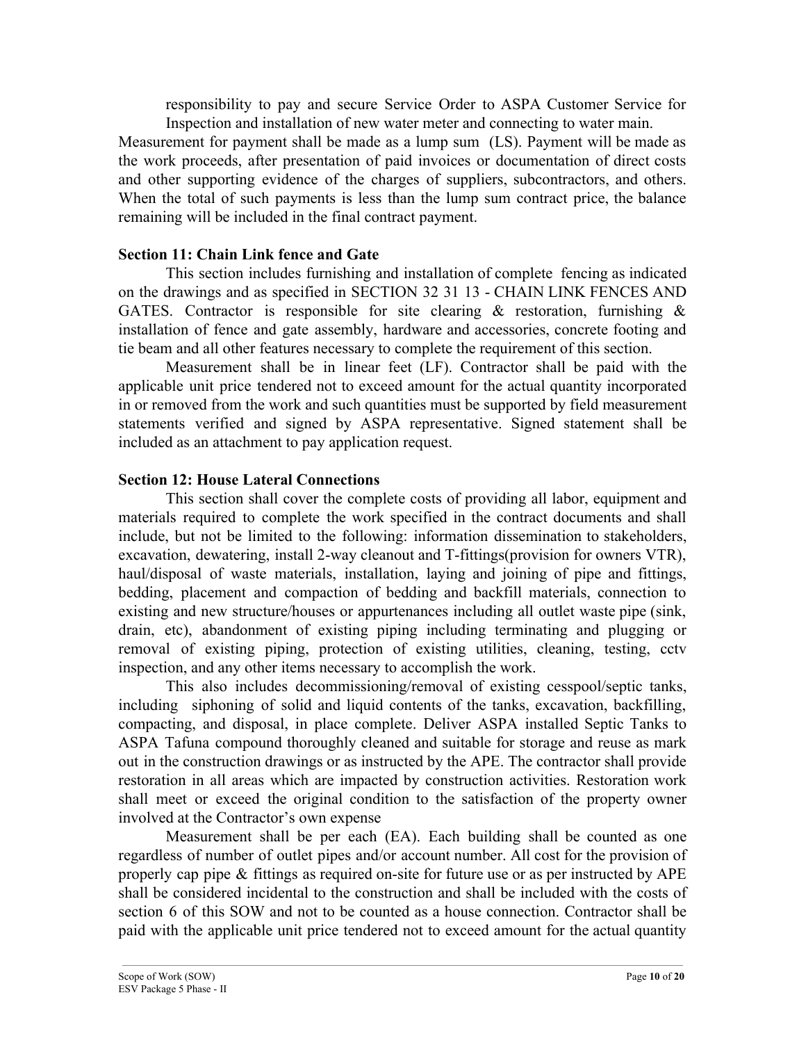responsibility to pay and secure Service Order to ASPA Customer Service for Inspection and installation of new water meter and connecting to water main.

Measurement for payment shall be made as a lump sum (LS). Payment will be made as the work proceeds, after presentation of paid invoices or documentation of direct costs and other supporting evidence of the charges of suppliers, subcontractors, and others. When the total of such payments is less than the lump sum contract price, the balance remaining will be included in the final contract payment.

**Section 11: Chain Link fence and Gate**

This section includes furnishing and installation of complete fencing as indicated on the drawings and as specified in SECTION 32 31 13 - CHAIN LINK FENCES AND GATES. Contractor is responsible for site clearing & restoration, furnishing & installation of fence and gate assembly, hardware and accessories, concrete footing and tie beam and all other features necessary to complete the requirement of this section.

Measurement shall be in linear feet (LF). Contractor shall be paid with the applicable unit price tendered not to exceed amount for the actual quantity incorporated in or removed from the work and such quantities must be supported by field measurement statements verified and signed by ASPA representative. Signed statement shall be included as an attachment to pay application request.

**Section 12: House Lateral Connections**

This section shall cover the complete costs of providing all labor, equipment and materials required to complete the work specified in the contract documents and shall include, but not be limited to the following: information dissemination to stakeholders, excavation, dewatering, install 2-way cleanout and T-fittings(provision for owners VTR), haul/disposal of waste materials, installation, laying and joining of pipe and fittings, bedding, placement and compaction of bedding and backfill materials, connection to existing and new structure/houses or appurtenances including all outlet waste pipe (sink, drain, etc), abandonment of existing piping including terminating and plugging or removal of existing piping, protection of existing utilities, cleaning, testing, cctv inspection, and any other items necessary to accomplish the work.

This also includes decommissioning/removal of existing cesspool/septic tanks, including siphoning of solid and liquid contents of the tanks, excavation, backfilling, compacting, and disposal, in place complete. Deliver ASPA installed Septic Tanks to ASPA Tafuna compound thoroughly cleaned and suitable for storage and reuse as mark out in the construction drawings or as instructed by the APE. The contractor shall provide restoration in all areas which are impacted by construction activities. Restoration work shall meet or exceed the original condition to the satisfaction of the property owner involved at the Contractor's own expense

Measurement shall be per each (EA). Each building shall be counted as one regardless of number of outlet pipes and/or account number. All cost for the provision of properly cap pipe & fittings as required on-site for future use or as per instructed by APE shall be considered incidental to the construction and shall be included with the costs of section 6 of this SOW and not to be counted as a house connection. Contractor shall be paid with the applicable unit price tendered not to exceed amount for the actual quantity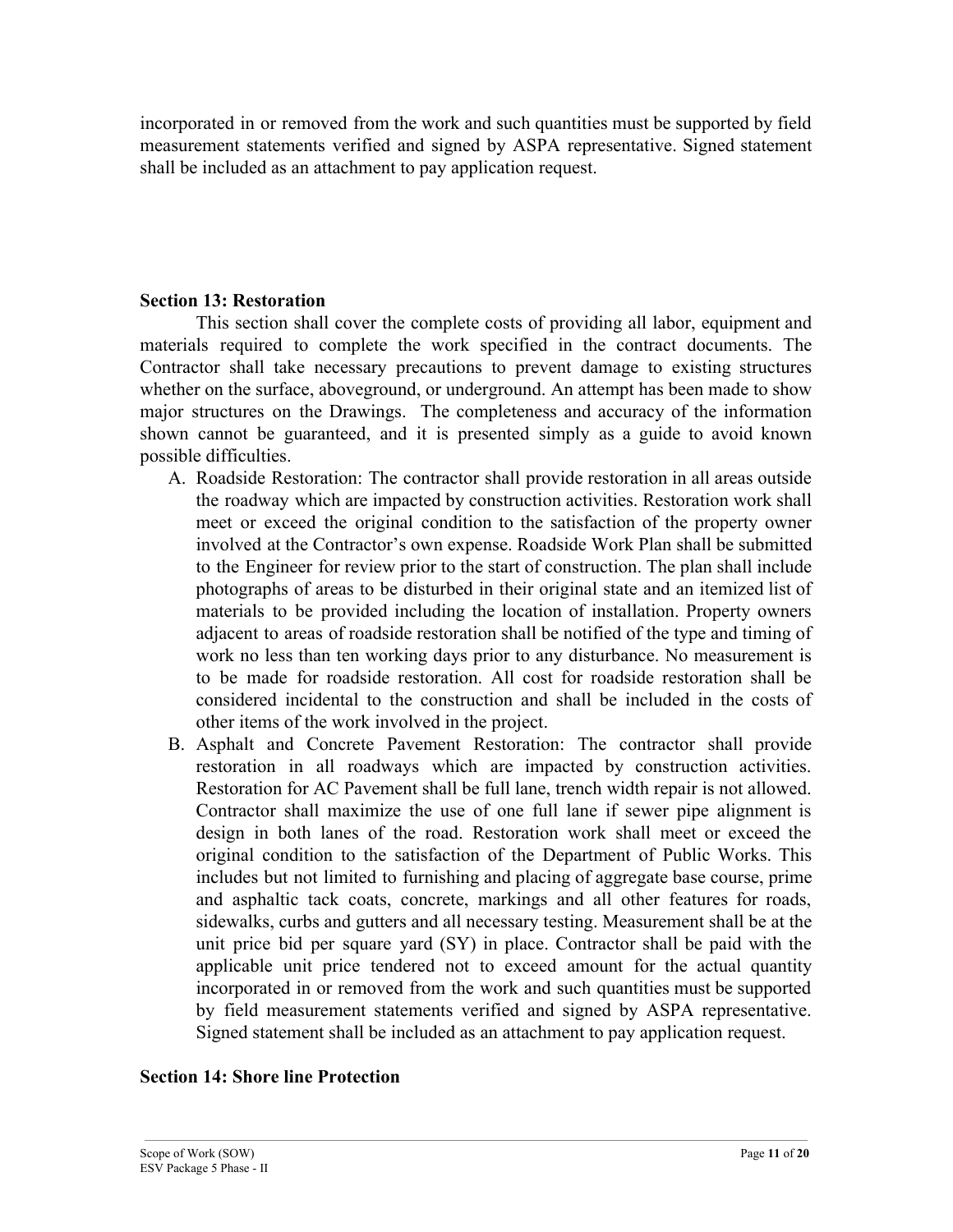incorporated in or removed from the work and such quantities must be supported by field measurement statements verified and signed by ASPA representative. Signed statement shall be included as an attachment to pay application request.

**Section 13: Restoration**

This section shall cover the complete costs of providing all labor, equipment and materials required to complete the work specified in the contract documents. The Contractor shall take necessary precautions to prevent damage to existing structures whether on the surface, aboveground, or underground. An attempt has been made to show major structures on the Drawings. The completeness and accuracy of the information shown cannot be guaranteed, and it is presented simply as a guide to avoid known possible difficulties.

A. Roadside Restoration: The contractor shall provide restoration in all areas outside the roadway which are impacted by construction activities. Restoration work shall meet or exceed the original condition to the satisfaction of the property owner involved at the Contractor's own expense. Roadside Work Plan shall be submitted to the Engineer for review prior to the start of construction. The plan shall include photographs of areas to be disturbed in their original state and an itemized list of materials to be provided including the location of installation. Property owners adjacent to areas of roadside restoration shall be notified of the type and timing of work no less than ten working days prior to any disturbance. No measurement is to be made for roadside restoration. All cost for roadside restoration shall be considered incidental to the construction and shall be included in the costs of other items of the work involved in the project.

B. Asphalt and Concrete Pavement Restoration: The contractor shall provide restoration in all roadways which are impacted by construction activities. Restoration for AC Pavement shall be full lane, trench width repair is not allowed. Contractor shall maximize the use of one full lane if sewer pipe alignment is design in both lanes of the road. Restoration work shall meet or exceed the original condition to the satisfaction of the Department of Public Works. This includes but not limited to furnishing and placing of aggregate base course, prime and asphaltic tack coats, concrete, markings and all other features for roads, sidewalks, curbs and gutters and all necessary testing. Measurement shall be at the unit price bid per square yard (SY) in place. Contractor shall be paid with the applicable unit price tendered not to exceed amount for the actual quantity incorporated in or removed from the work and such quantities must be supported by field measurement statements verified and signed by ASPA representative. Signed statement shall be included as an attachment to pay application request.

**Section 14: Shore line Protection**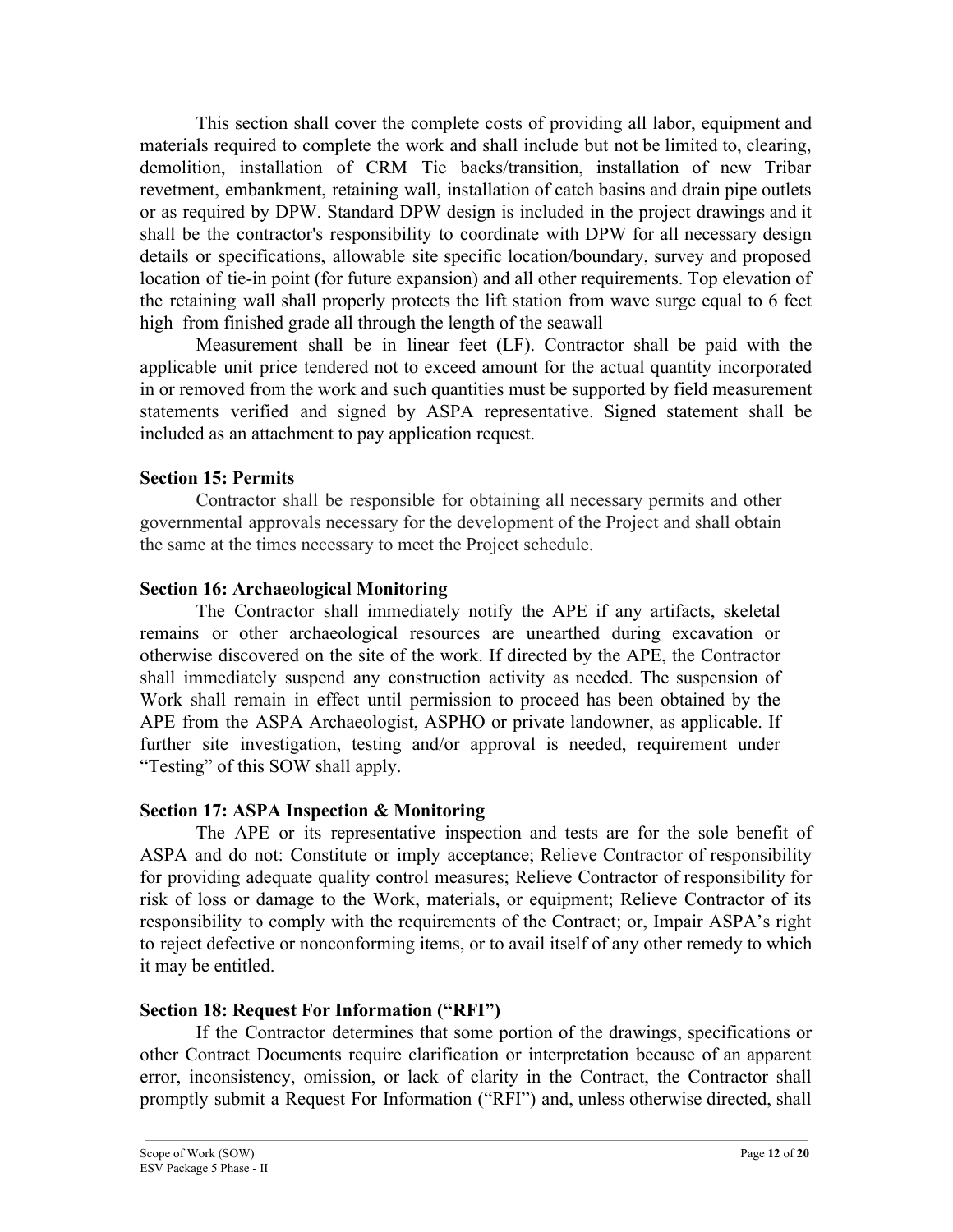This section shall cover the complete costs of providing all labor, equipment and materials required to complete the work and shall include but not be limited to, clearing, demolition, installation of CRM Tie backs/transition, installation of new Tribar revetment, embankment, retaining wall, installation of catch basins and drain pipe outlets or as required by DPW. Standard DPW design is included in the project drawings and it shall be the contractor's responsibility to coordinate with DPW for all necessary design details or specifications, allowable site specific location/boundary, survey and proposed location of tie-in point (for future expansion) and all other requirements. Top elevation of the retaining wall shall properly protects the lift station from wave surge equal to 6 feet high from finished grade all through the length of the seawall

Measurement shall be in linear feet (LF). Contractor shall be paid with the applicable unit price tendered not to exceed amount for the actual quantity incorporated in or removed from the work and such quantities must be supported by field measurement statements verified and signed by ASPA representative. Signed statement shall be included as an attachment to pay application request.

**Section 15: Permits**

Contractor shall be responsible for obtaining all necessary permits and other governmental approvals necessary for the development of the Project and shall obtain the same at the times necessary to meet the Project schedule.

**Section 16: Archaeological Monitoring**

The Contractor shall immediately notify the APE if any artifacts, skeletal remains or other archaeological resources are unearthed during excavation or otherwise discovered on the site of the work. If directed by the APE, the Contractor shall immediately suspend any construction activity as needed. The suspension of Work shall remain in effect until permission to proceed has been obtained by the APE from the ASPA Archaeologist, ASPHO or private landowner, as applicable. If further site investigation, testing and/or approval is needed, requirement under "Testing" of this SOW shall apply.

**Section 17: ASPA Inspection & Monitoring**

The APE or its representative inspection and tests are for the sole benefit of ASPA and do not: Constitute or imply acceptance; Relieve Contractor of responsibility for providing adequate quality control measures; Relieve Contractor of responsibility for risk of loss or damage to the Work, materials, or equipment; Relieve Contractor of its responsibility to comply with the requirements of the Contract; or, Impair ASPA's right to reject defective or nonconforming items, or to avail itself of any other remedy to which it may be entitled.

**Section 18: Request For Information ("RFI")**

If the Contractor determines that some portion of the drawings, specifications or other Contract Documents require clarification or interpretation because of an apparent error, inconsistency, omission, or lack of clarity in the Contract, the Contractor shall promptly submit a Request For Information ("RFI") and, unless otherwise directed, shall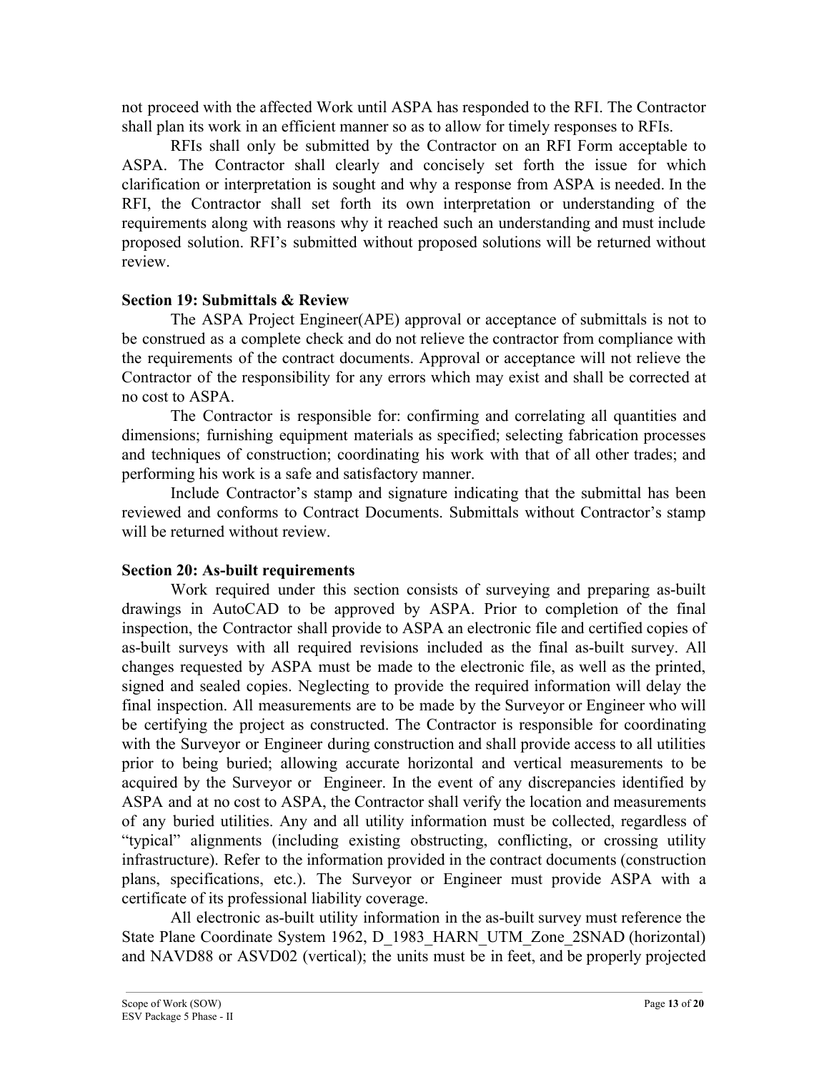not proceed with the affected Work until ASPA has responded to the RFI. The Contractor shall plan its work in an efficient manner so as to allow for timely responses to RFIs.

RFIs shall only be submitted by the Contractor on an RFI Form acceptable to ASPA. The Contractor shall clearly and concisely set forth the issue for which clarification or interpretation is sought and why a response from ASPA is needed. In the RFI, the Contractor shall set forth its own interpretation or understanding of the requirements along with reasons why it reached such an understanding and must include proposed solution. RFI's submitted without proposed solutions will be returned without review.

**Section 19: Submittals & Review**

The ASPA Project Engineer(APE) approval or acceptance of submittals is not to be construed as a complete check and do not relieve the contractor from compliance with the requirements of the contract documents. Approval or acceptance will not relieve the Contractor of the responsibility for any errors which may exist and shall be corrected at no cost to ASPA.

The Contractor is responsible for: confirming and correlating all quantities and dimensions; furnishing equipment materials as specified; selecting fabrication processes and techniques of construction; coordinating his work with that of all other trades; and performing his work is a safe and satisfactory manner.

Include Contractor's stamp and signature indicating that the submittal has been reviewed and conforms to Contract Documents. Submittals without Contractor's stamp will be returned without review.

**Section 20: As-built requirements**

Work required under this section consists of surveying and preparing as-built drawings in AutoCAD to be approved by ASPA. Prior to completion of the final inspection, the Contractor shall provide to ASPA an electronic file and certified copies of as-built surveys with all required revisions included as the final as-built survey. All changes requested by ASPA must be made to the electronic file, as well as the printed, signed and sealed copies. Neglecting to provide the required information will delay the final inspection. All measurements are to be made by the Surveyor or Engineer who will be certifying the project as constructed. The Contractor is responsible for coordinating with the Surveyor or Engineer during construction and shall provide access to all utilities prior to being buried; allowing accurate horizontal and vertical measurements to be acquired by the Surveyor or Engineer. In the event of any discrepancies identified by ASPA and at no cost to ASPA, the Contractor shall verify the location and measurements of any buried utilities. Any and all utility information must be collected, regardless of "typical" alignments (including existing obstructing, conflicting, or crossing utility infrastructure). Refer to the information provided in the contract documents (construction plans, specifications, etc.). The Surveyor or Engineer must provide ASPA with a certificate of its professional liability coverage.

All electronic as-built utility information in the as-built survey must reference the State Plane Coordinate System 1962, D_1983_HARN_UTM_Zone_2SNAD (horizontal) and NAVD88 or ASVD02 (vertical); the units must be in feet, and be properly projected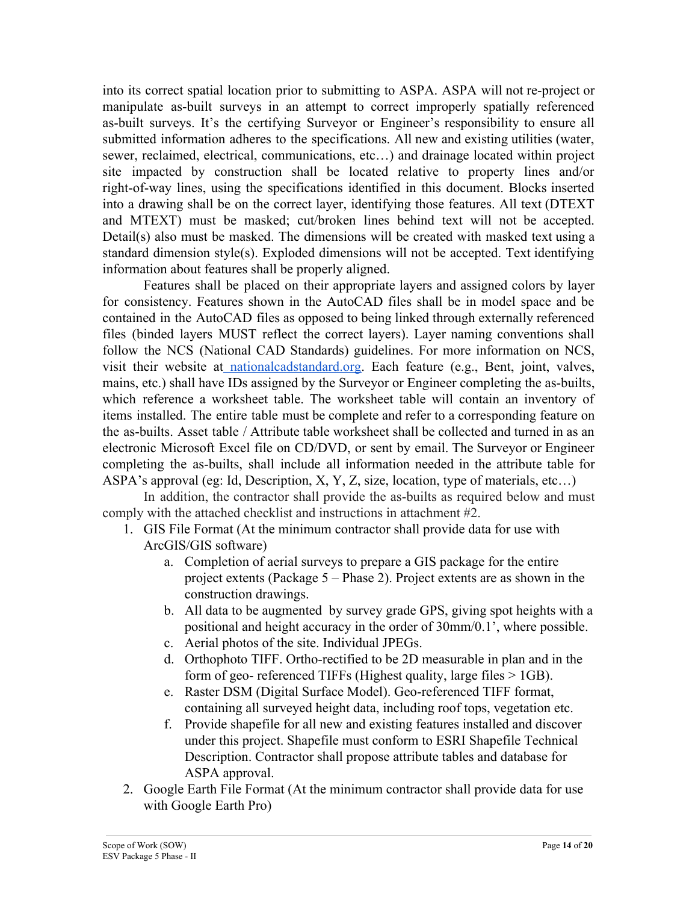into its correct spatial location prior to submitting to ASPA. ASPA will not re-project or manipulate as-built surveys in an attempt to correct improperly spatially referenced as-built surveys. It's the certifying Surveyor or Engineer's responsibility to ensure all submitted information adheres to the specifications. All new and existing utilities (water, sewer, reclaimed, electrical, communications, etc…) and drainage located within project site impacted by construction shall be located relative to property lines and/or right-of-way lines, using the specifications identified in this document. Blocks inserted into a drawing shall be on the correct layer, identifying those features. All text (DTEXT and MTEXT) must be masked; cut/broken lines behind text will not be accepted. Detail(s) also must be masked. The dimensions will be created with masked text using a standard dimension style(s). Exploded dimensions will not be accepted. Text identifying information about features shall be properly aligned.

Features shall be placed on their appropriate layers and assigned colors by layer for consistency. Features shown in the AutoCAD files shall be in model space and be contained in the AutoCAD files as opposed to being linked through externally referenced files (binded layers MUST reflect the correct layers). Layer naming conventions shall follow the NCS (National CAD Standards) guidelines. For more information on NCS, visit their website at nationalcadstandard.org. Each feature (e.g., Bent, joint, valves, mains, etc.) shall have IDs assigned by the Surveyor or Engineer completing the as-builts, which reference a worksheet table. The worksheet table will contain an inventory of items installed. The entire table must be complete and refer to a corresponding feature on the as-builts. Asset table / Attribute table worksheet shall be collected and turned in as an electronic Microsoft Excel file on CD/DVD, or sent by email. The Surveyor or Engineer completing the as-builts, shall include all information needed in the attribute table for ASPA's approval (eg: Id, Description, X, Y, Z, size, location, type of materials, etc…)

In addition, the contractor shall provide the as-builts as required below and must comply with the attached checklist and instructions in attachment #2.

1. GIS File Format (At the minimum contractor shall provide data for use with ArcGIS/GIS software)
   a. Completion of aerial surveys to prepare a GIS package for the entire project extents (Package 5 – Phase 2). Project extents are as shown in the construction drawings.
   b. All data to be augmented by survey grade GPS, giving spot heights with a positional and height accuracy in the order of 30mm/0.1', where possible.
   c. Aerial photos of the site. Individual JPEGs.
   d. Orthophoto TIFF. Ortho-rectified to be 2D measurable in plan and in the form of geo- referenced TIFFs (Highest quality, large files > 1GB).
   e. Raster DSM (Digital Surface Model). Geo-referenced TIFF format, containing all surveyed height data, including roof tops, vegetation etc.
   f. Provide shapefile for all new and existing features installed and discover under this project. Shapefile must conform to ESRI Shapefile Technical Description. Contractor shall propose attribute tables and database for ASPA approval.
2. Google Earth File Format (At the minimum contractor shall provide data for use with Google Earth Pro)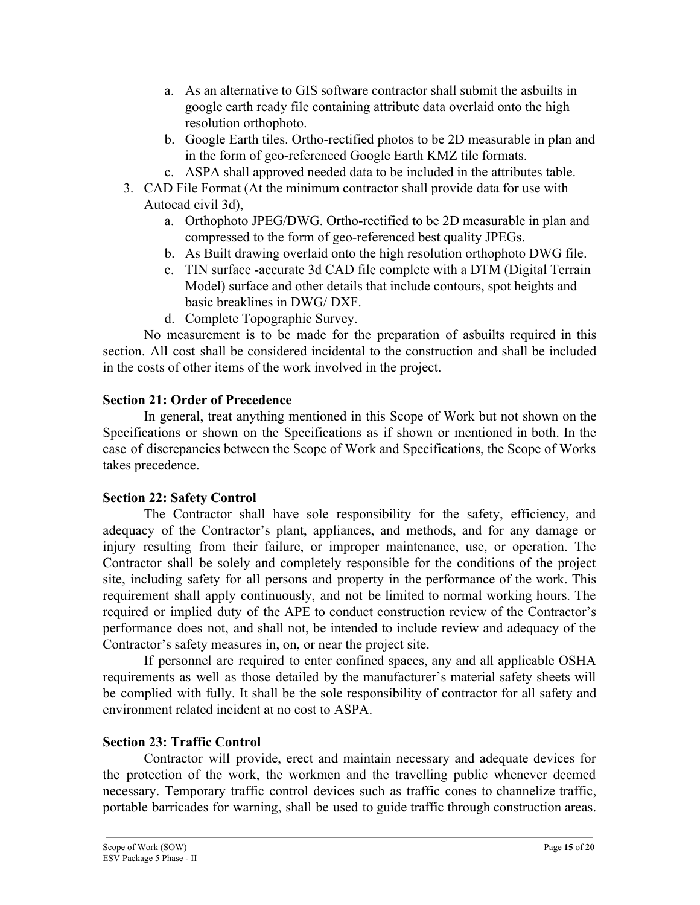a. As an alternative to GIS software contractor shall submit the asbuilts in google earth ready file containing attribute data overlaid onto the high resolution orthophoto.
   b. Google Earth tiles. Ortho-rectified photos to be 2D measurable in plan and in the form of geo-referenced Google Earth KMZ tile formats.
   c. ASPA shall approved needed data to be included in the attributes table.

3. CAD File Format (At the minimum contractor shall provide data for use with Autocad civil 3d),
   a. Orthophoto JPEG/DWG. Ortho-rectified to be 2D measurable in plan and compressed to the form of geo-referenced best quality JPEGs.
   b. As Built drawing overlaid onto the high resolution orthophoto DWG file.
   c. TIN surface -accurate 3d CAD file complete with a DTM (Digital Terrain Model) surface and other details that include contours, spot heights and basic breaklines in DWG/ DXF.
   d. Complete Topographic Survey.

No measurement is to be made for the preparation of asbuilts required in this section. All cost shall be considered incidental to the construction and shall be included in the costs of other items of the work involved in the project.

**Section 21: Order of Precedence**

In general, treat anything mentioned in this Scope of Work but not shown on the Specifications or shown on the Specifications as if shown or mentioned in both. In the case of discrepancies between the Scope of Work and Specifications, the Scope of Works takes precedence.

**Section 22: Safety Control**

The Contractor shall have sole responsibility for the safety, efficiency, and adequacy of the Contractor's plant, appliances, and methods, and for any damage or injury resulting from their failure, or improper maintenance, use, or operation. The Contractor shall be solely and completely responsible for the conditions of the project site, including safety for all persons and property in the performance of the work. This requirement shall apply continuously, and not be limited to normal working hours. The required or implied duty of the APE to conduct construction review of the Contractor's performance does not, and shall not, be intended to include review and adequacy of the Contractor's safety measures in, on, or near the project site.

If personnel are required to enter confined spaces, any and all applicable OSHA requirements as well as those detailed by the manufacturer's material safety sheets will be complied with fully. It shall be the sole responsibility of contractor for all safety and environment related incident at no cost to ASPA.

**Section 23: Traffic Control**

Contractor will provide, erect and maintain necessary and adequate devices for the protection of the work, the workmen and the travelling public whenever deemed necessary. Temporary traffic control devices such as traffic cones to channelize traffic, portable barricades for warning, shall be used to guide traffic through construction areas.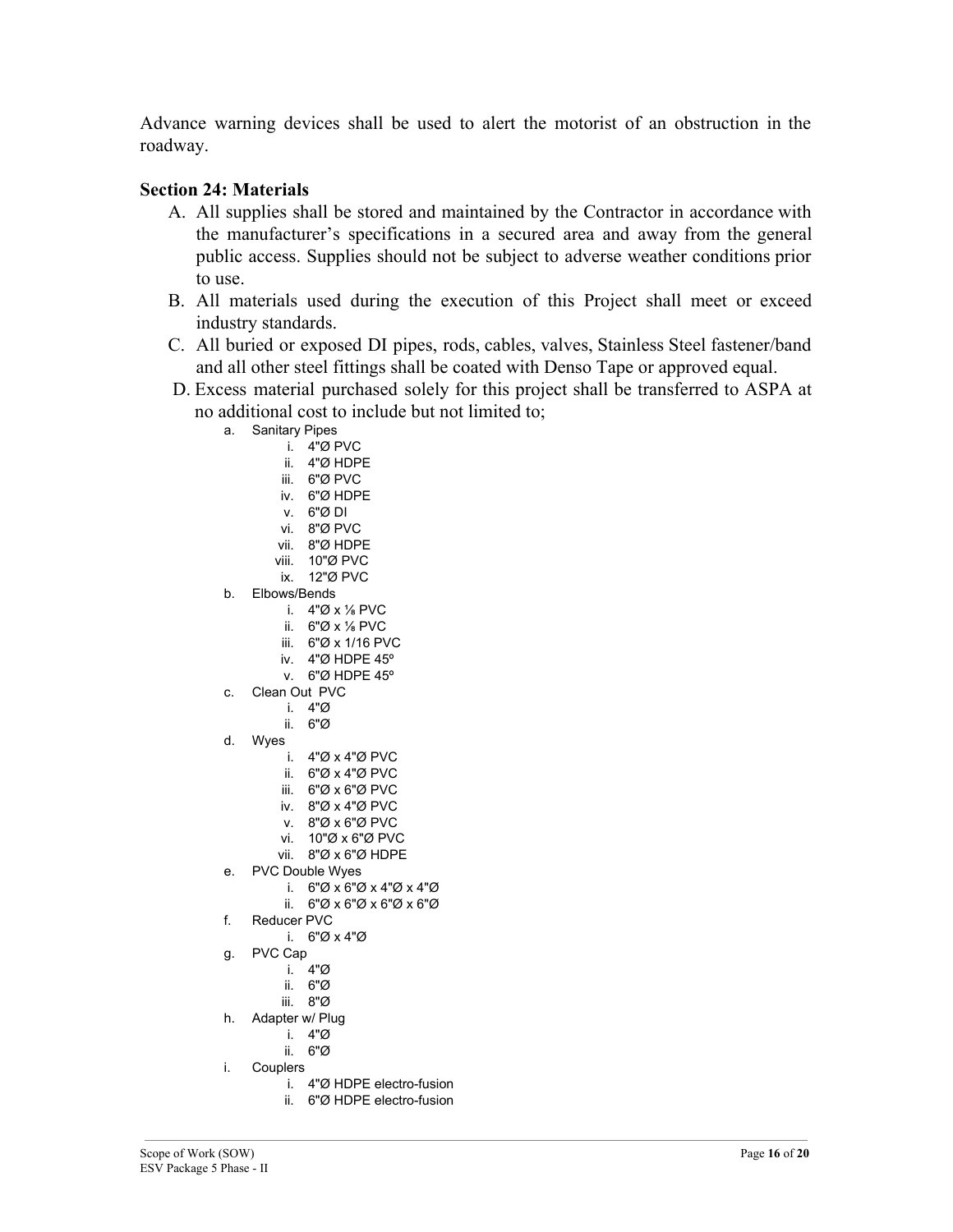Advance warning devices shall be used to alert the motorist of an obstruction in the roadway.

**Section 24: Materials**

A. All supplies shall be stored and maintained by the Contractor in accordance with the manufacturer's specifications in a secured area and away from the general public access. Supplies should not be subject to adverse weather conditions prior to use.

B. All materials used during the execution of this Project shall meet or exceed industry standards.

C. All buried or exposed DI pipes, rods, cables, valves, Stainless Steel fastener/band and all other steel fittings shall be coated with Denso Tape or approved equal.

D. Excess material purchased solely for this project shall be transferred to ASPA at no additional cost to include but not limited to;

   a. Sanitary Pipes
      i. 4"Ø PVC
      ii. 4"Ø HDPE
      iii. 6"Ø PVC
      iv. 6"Ø HDPE
      v. 6"Ø DI
      vi. 8"Ø PVC
      vii. 8"Ø HDPE
      viii. 10"Ø PVC
      ix. 12"Ø PVC

   b. Elbows/Bends
      i. 4"Ø x ⅛ PVC
      ii. 6"Ø x ⅛ PVC
      iii. 6"Ø x 1/16 PVC
      iv. 4"Ø HDPE 45º
      v. 6"Ø HDPE 45º

   c. Clean Out PVC
      i. 4"Ø
      ii. 6"Ø

   d. Wyes
      i. 4"Ø x 4"Ø PVC
      ii. 6"Ø x 4"Ø PVC
      iii. 6"Ø x 6"Ø PVC
      iv. 8"Ø x 4"Ø PVC
      v. 8"Ø x 6"Ø PVC
      vi. 10"Ø x 6"Ø PVC
      vii. 8"Ø x 6"Ø HDPE

   e. PVC Double Wyes
      i. 6"Ø x 6"Ø x 4"Ø x 4"Ø
      ii. 6"Ø x 6"Ø x 6"Ø x 6"Ø

   f. Reducer PVC
      i. 6"Ø x 4"Ø

   g. PVC Cap
      i. 4"Ø
      ii. 6"Ø
      iii. 8"Ø

   h. Adapter w/ Plug
      i. 4"Ø
      ii. 6"Ø

   i. Couplers
      i. 4"Ø HDPE electro-fusion
      ii. 6"Ø HDPE electro-fusion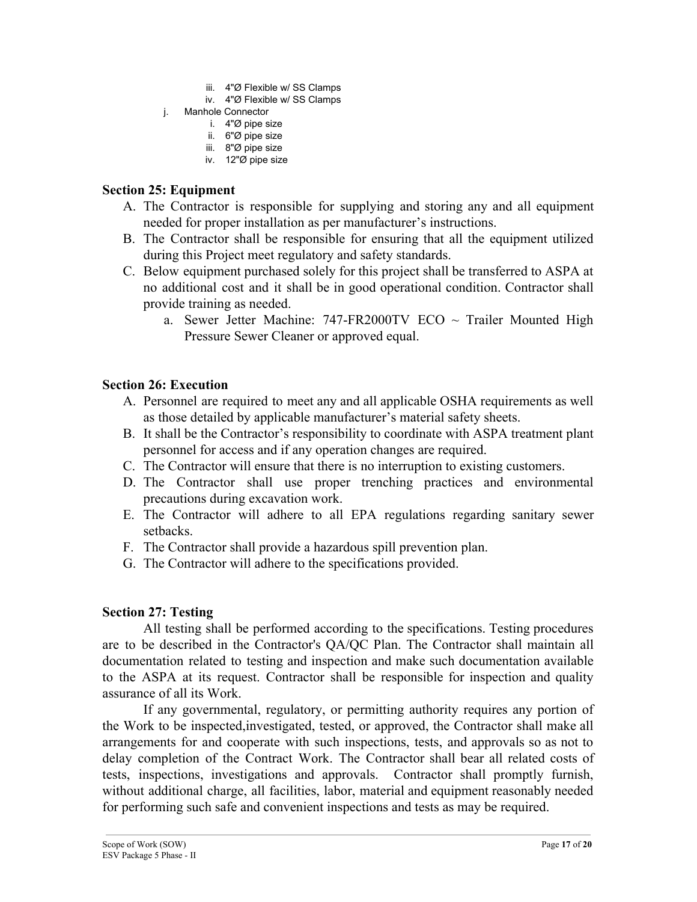- iii. 4"Ø Flexible w/ SS Clamps
   - iv. 4"Ø Flexible w/ SS Clamps

j. Manhole Connector
   - i. 4"Ø pipe size
   - ii. 6"Ø pipe size
   - iii. 8"Ø pipe size
   - iv. 12"Ø pipe size

**Section 25: Equipment**

A. The Contractor is responsible for supplying and storing any and all equipment needed for proper installation as per manufacturer's instructions.

B. The Contractor shall be responsible for ensuring that all the equipment utilized during this Project meet regulatory and safety standards.

C. Below equipment purchased solely for this project shall be transferred to ASPA at no additional cost and it shall be in good operational condition. Contractor shall provide training as needed.
   - a. Sewer Jetter Machine: 747-FR2000TV ECO ~ Trailer Mounted High Pressure Sewer Cleaner or approved equal.

**Section 26: Execution**

A. Personnel are required to meet any and all applicable OSHA requirements as well as those detailed by applicable manufacturer's material safety sheets.

B. It shall be the Contractor's responsibility to coordinate with ASPA treatment plant personnel for access and if any operation changes are required.

C. The Contractor will ensure that there is no interruption to existing customers.

D. The Contractor shall use proper trenching practices and environmental precautions during excavation work.

E. The Contractor will adhere to all EPA regulations regarding sanitary sewer setbacks.

F. The Contractor shall provide a hazardous spill prevention plan.

G. The Contractor will adhere to the specifications provided.

**Section 27: Testing**

All testing shall be performed according to the specifications. Testing procedures are to be described in the Contractor's QA/QC Plan. The Contractor shall maintain all documentation related to testing and inspection and make such documentation available to the ASPA at its request. Contractor shall be responsible for inspection and quality assurance of all its Work.

If any governmental, regulatory, or permitting authority requires any portion of the Work to be inspected,investigated, tested, or approved, the Contractor shall make all arrangements for and cooperate with such inspections, tests, and approvals so as not to delay completion of the Contract Work. The Contractor shall bear all related costs of tests, inspections, investigations and approvals. Contractor shall promptly furnish, without additional charge, all facilities, labor, material and equipment reasonably needed for performing such safe and convenient inspections and tests as may be required.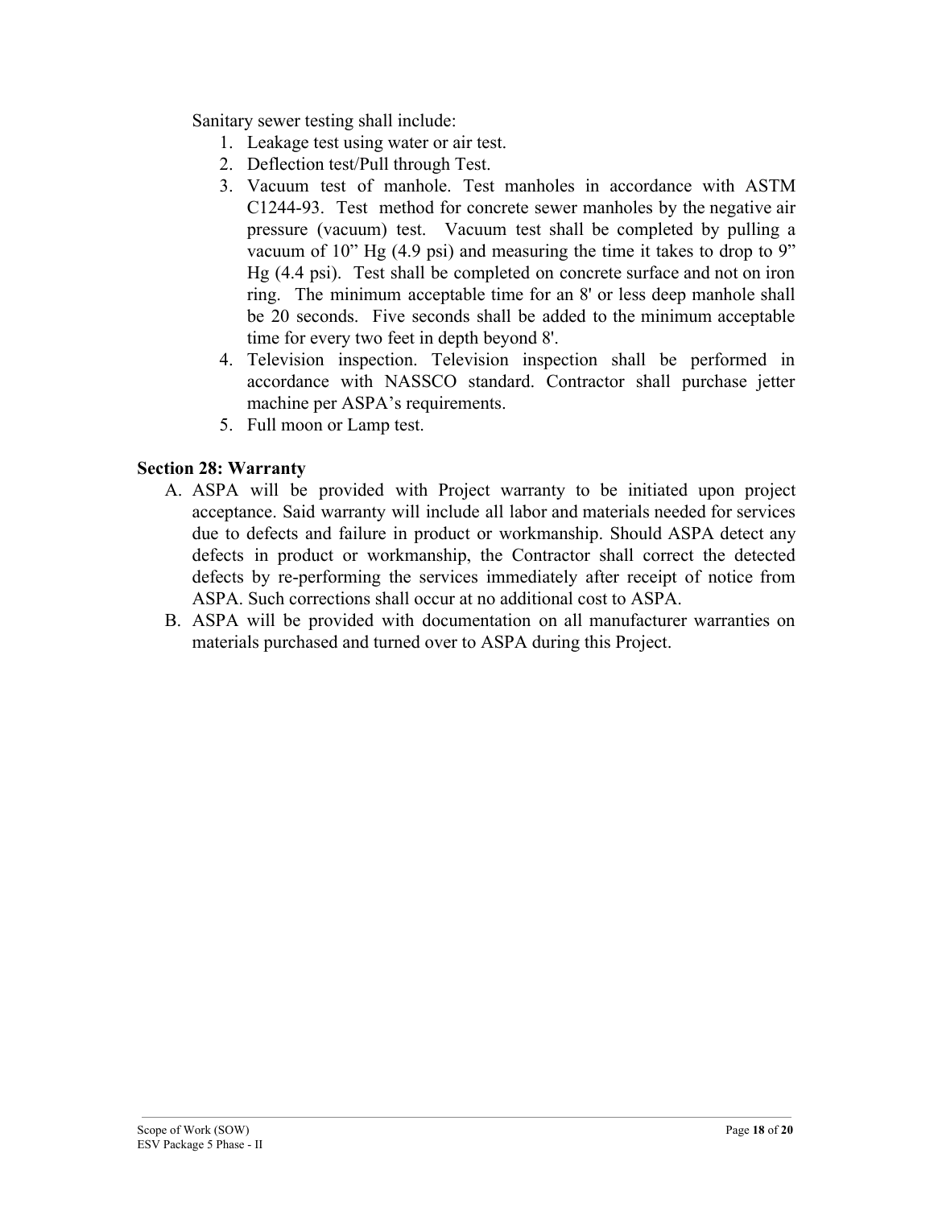Sanitary sewer testing shall include:

1. Leakage test using water or air test.
2. Deflection test/Pull through Test.
3. Vacuum test of manhole. Test manholes in accordance with ASTM C1244-93. Test method for concrete sewer manholes by the negative air pressure (vacuum) test. Vacuum test shall be completed by pulling a vacuum of 10" Hg (4.9 psi) and measuring the time it takes to drop to 9" Hg (4.4 psi). Test shall be completed on concrete surface and not on iron ring. The minimum acceptable time for an 8' or less deep manhole shall be 20 seconds. Five seconds shall be added to the minimum acceptable time for every two feet in depth beyond 8'.
4. Television inspection. Television inspection shall be performed in accordance with NASSCO standard. Contractor shall purchase jetter machine per ASPA's requirements.
5. Full moon or Lamp test.

**Section 28: Warranty**

A. ASPA will be provided with Project warranty to be initiated upon project acceptance. Said warranty will include all labor and materials needed for services due to defects and failure in product or workmanship. Should ASPA detect any defects in product or workmanship, the Contractor shall correct the detected defects by re-performing the services immediately after receipt of notice from ASPA. Such corrections shall occur at no additional cost to ASPA.

B. ASPA will be provided with documentation on all manufacturer warranties on materials purchased and turned over to ASPA during this Project.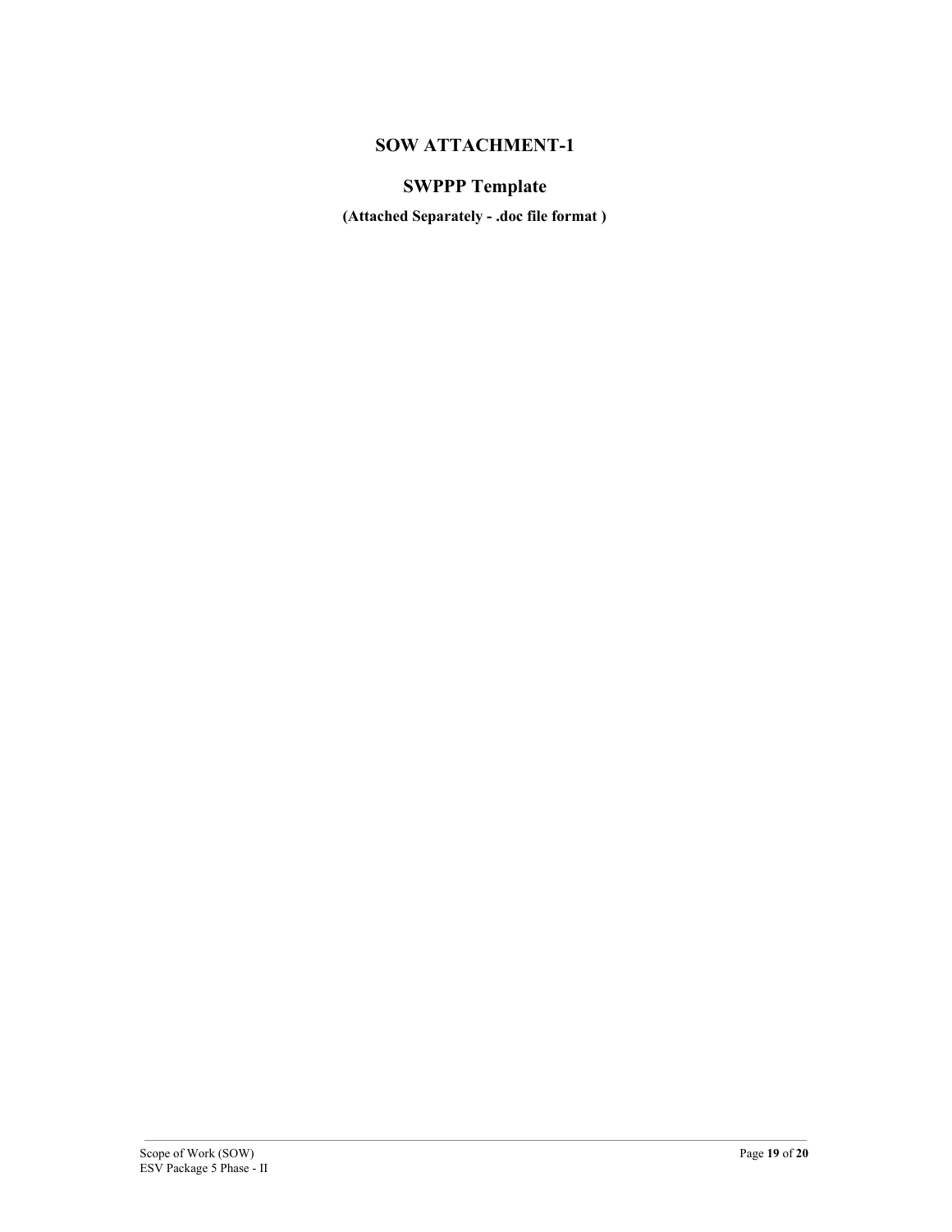# SOW ATTACHMENT-1

## SWPPP Template

**(Attached Separately - .doc file format )**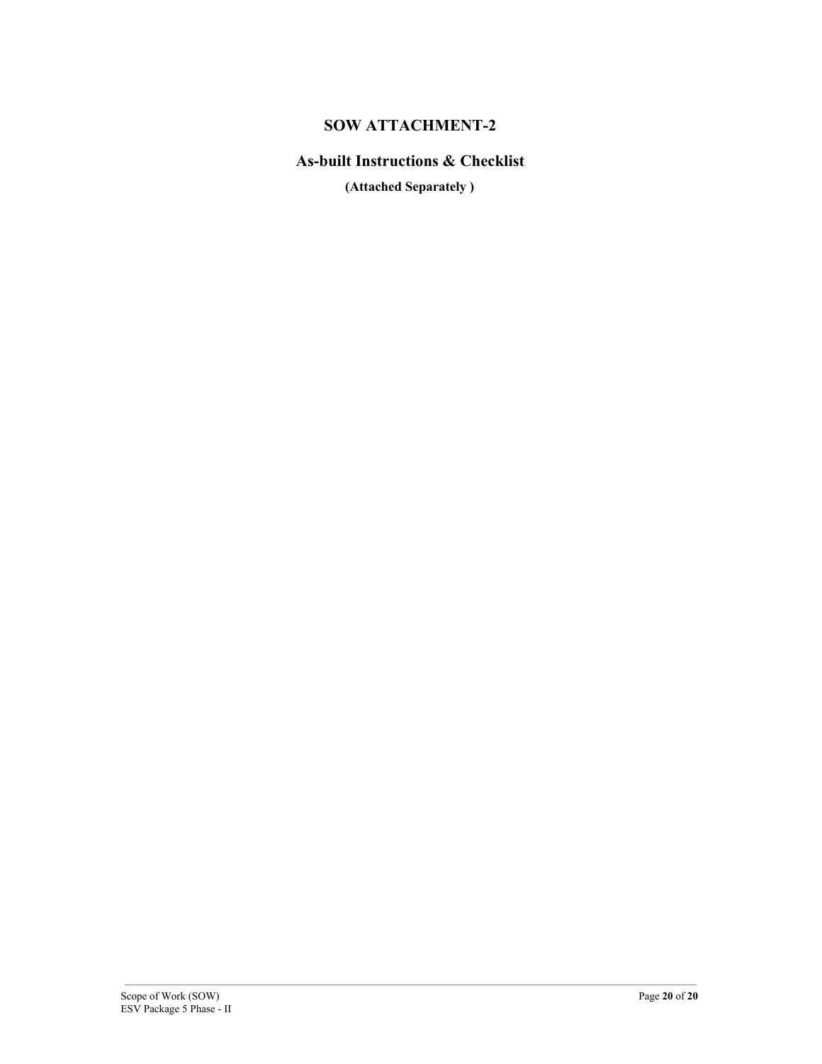## SOW ATTACHMENT-2

## As-built Instructions & Checklist

**(Attached Separately )**